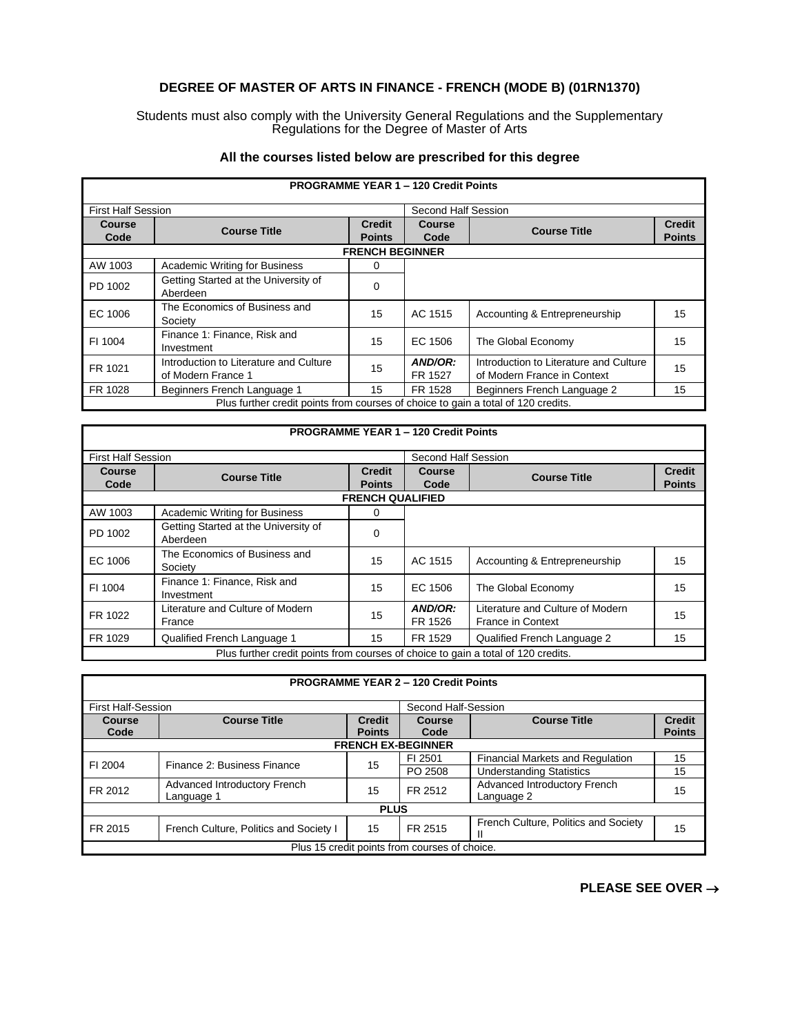# DEGREE OF MASTER OF ARTS IN FINANCE - FRENCH (MODE B) (01RN1370)

Students must also comply with the University General Regulations and the Supplementary Regulations for the Degree of Master of Arts

**All the courses listed below are prescribed for this degree**

| **PROGRAMME YEAR 1 – 120 Credit Points** | | | | | |
|---|---|---|---|---|---|
| First Half Session | | | Second Half Session | | |
| **Course Code** | **Course Title** | **Credit Points** | **Course Code** | **Course Title** | **Credit Points** |
| **FRENCH BEGINNER** | | | | | |
| AW 1003 | Academic Writing for Business | 0 | | | |
| PD 1002 | Getting Started at the University of Aberdeen | 0 | | | |
| EC 1006 | The Economics of Business and Society | 15 | AC 1515 | Accounting & Entrepreneurship | 15 |
| FI 1004 | Finance 1: Finance, Risk and Investment | 15 | EC 1506 | The Global Economy | 15 |
| FR 1021 | Introduction to Literature and Culture of Modern France 1 | 15 | ***AND/OR:*** FR 1527 | Introduction to Literature and Culture of Modern France in Context | 15 |
| FR 1028 | Beginners French Language 1 | 15 | FR 1528 | Beginners French Language 2 | 15 |
| Plus further credit points from courses of choice to gain a total of 120 credits. | | | | | |

| **PROGRAMME YEAR 1 – 120 Credit Points** | | | | | |
|---|---|---|---|---|---|
| First Half Session | | | Second Half Session | | |
| **Course Code** | **Course Title** | **Credit Points** | **Course Code** | **Course Title** | **Credit Points** |
| **FRENCH QUALIFIED** | | | | | |
| AW 1003 | Academic Writing for Business | 0 | | | |
| PD 1002 | Getting Started at the University of Aberdeen | 0 | | | |
| EC 1006 | The Economics of Business and Society | 15 | AC 1515 | Accounting & Entrepreneurship | 15 |
| FI 1004 | Finance 1: Finance, Risk and Investment | 15 | EC 1506 | The Global Economy | 15 |
| FR 1022 | Literature and Culture of Modern France | 15 | ***AND/OR:*** FR 1526 | Literature and Culture of Modern France in Context | 15 |
| FR 1029 | Qualified French Language 1 | 15 | FR 1529 | Qualified French Language 2 | 15 |
| Plus further credit points from courses of choice to gain a total of 120 credits. | | | | | |

| **PROGRAMME YEAR 2 – 120 Credit Points** | | | | | |
|---|---|---|---|---|---|
| First Half-Session | | | Second Half-Session | | |
| **Course Code** | **Course Title** | **Credit Points** | **Course Code** | **Course Title** | **Credit Points** |
| **FRENCH EX-BEGINNER** | | | | | |
| FI 2004 | Finance 2: Business Finance | 15 | FI 2501 | Financial Markets and Regulation | 15 |
| | | | PO 2508 | Understanding Statistics | 15 |
| FR 2012 | Advanced Introductory French Language 1 | 15 | FR 2512 | Advanced Introductory French Language 2 | 15 |
| **PLUS** | | | | | |
| FR 2015 | French Culture, Politics and Society I | 15 | FR 2515 | French Culture, Politics and Society II | 15 |
| Plus 15 credit points from courses of choice. | | | | | |

**PLEASE SEE OVER →**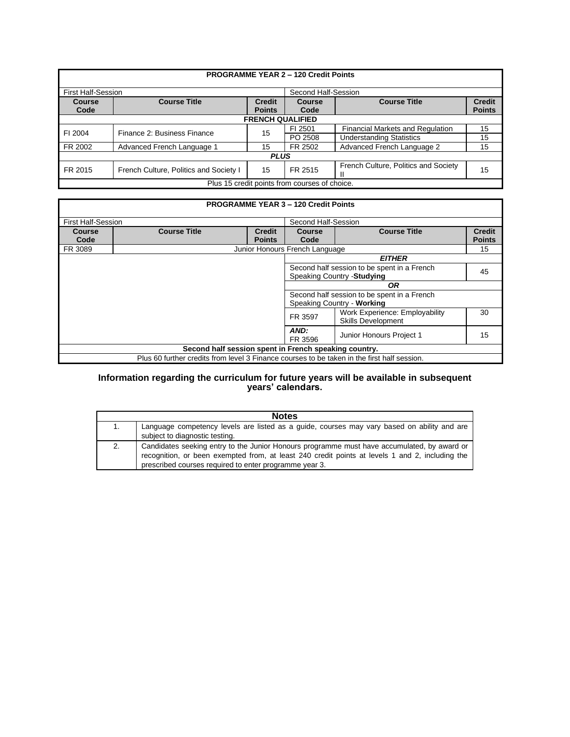| PROGRAMME YEAR 2 – 120 Credit Points | | | | | |
|---|---|---|---|---|---|
| First Half-Session | | | Second Half-Session | | |
| **Course Code** | **Course Title** | **Credit Points** | **Course Code** | **Course Title** | **Credit Points** |
| **FRENCH QUALIFIED** | | | | | |
| FI 2004 | Finance 2: Business Finance | 15 | FI 2501 | Financial Markets and Regulation | 15 |
| | | | PO 2508 | Understanding Statistics | 15 |
| FR 2002 | Advanced French Language 1 | 15 | FR 2502 | Advanced French Language 2 | 15 |
| ***PLUS*** | | | | | |
| FR 2015 | French Culture, Politics and Society I | 15 | FR 2515 | French Culture, Politics and Society II | 15 |
| Plus 15 credit points from courses of choice. | | | | | |

| PROGRAMME YEAR 3 – 120 Credit Points | | | | | |
|---|---|---|---|---|---|
| First Half-Session | | | Second Half-Session | | |
| **Course Code** | **Course Title** | **Credit Points** | **Course Code** | **Course Title** | **Credit Points** |
| FR 3089 | Junior Honours French Language | | | | 15 |
| | | | ***EITHER*** | | |
| | | | Second half session to be spent in a French Speaking Country -**Studying** | | 45 |
| | | | ***OR*** | | |
| | | | Second half session to be spent in a French Speaking Country - **Working** | | |
| | | | FR 3597 | Work Experience: Employability Skills Development | 30 |
| | | | ***AND:*** FR 3596 | Junior Honours Project 1 | 15 |
| **Second half session spent in French speaking country.** | | | | | |
| Plus 60 further credits from level 3 Finance courses to be taken in the first half session. | | | | | |

**Information regarding the curriculum for future years will be available in subsequent years' calendars.**

| Notes | |
|---|---|
| 1. | Language competency levels are listed as a guide, courses may vary based on ability and are subject to diagnostic testing. |
| 2. | Candidates seeking entry to the Junior Honours programme must have accumulated, by award or recognition, or been exempted from, at least 240 credit points at levels 1 and 2, including the prescribed courses required to enter programme year 3. |